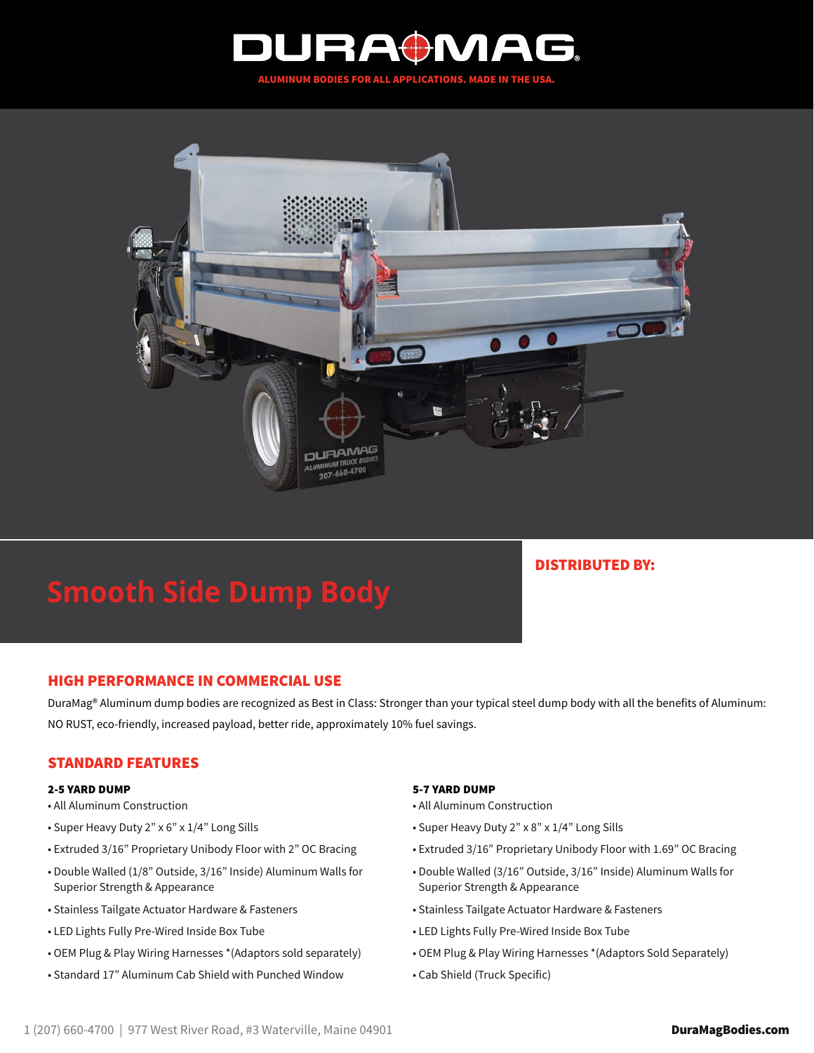# DURAMAG

ALUMINUM BODIES FOR ALL APPLICATIONS. MADE IN THE USA.

# Smooth Side Dump Body

**DISTRIBUTED BY:**

## HIGH PERFORMANCE IN COMMERCIAL USE

DuraMag® Aluminum dump bodies are recognized as Best in Class: Stronger than your typical steel dump body with all the benefits of Aluminum: NO RUST, eco-friendly, increased payload, better ride, approximately 10% fuel savings.

## STANDARD FEATURES

### 2-5 YARD DUMP

- All Aluminum Construction
- Super Heavy Duty 2" x 6" x 1/4" Long Sills
- Extruded 3/16" Proprietary Unibody Floor with 2" OC Bracing
- Double Walled (1/8" Outside, 3/16" Inside) Aluminum Walls for Superior Strength & Appearance
- Stainless Tailgate Actuator Hardware & Fasteners
- LED Lights Fully Pre-Wired Inside Box Tube
- OEM Plug & Play Wiring Harnesses *(Adaptors sold separately)
- Standard 17" Aluminum Cab Shield with Punched Window

### 5-7 YARD DUMP

- All Aluminum Construction
- Super Heavy Duty 2" x 8" x 1/4" Long Sills
- Extruded 3/16" Proprietary Unibody Floor with 1.69" OC Bracing
- Double Walled (3/16" Outside, 3/16" Inside) Aluminum Walls for Superior Strength & Appearance
- Stainless Tailgate Actuator Hardware & Fasteners
- LED Lights Fully Pre-Wired Inside Box Tube
- OEM Plug & Play Wiring Harnesses *(Adaptors Sold Separately)
- Cab Shield (Truck Specific)

1 (207) 660-4700 | 977 West River Road, #3 Waterville, Maine 04901

**DuraMagBodies.com**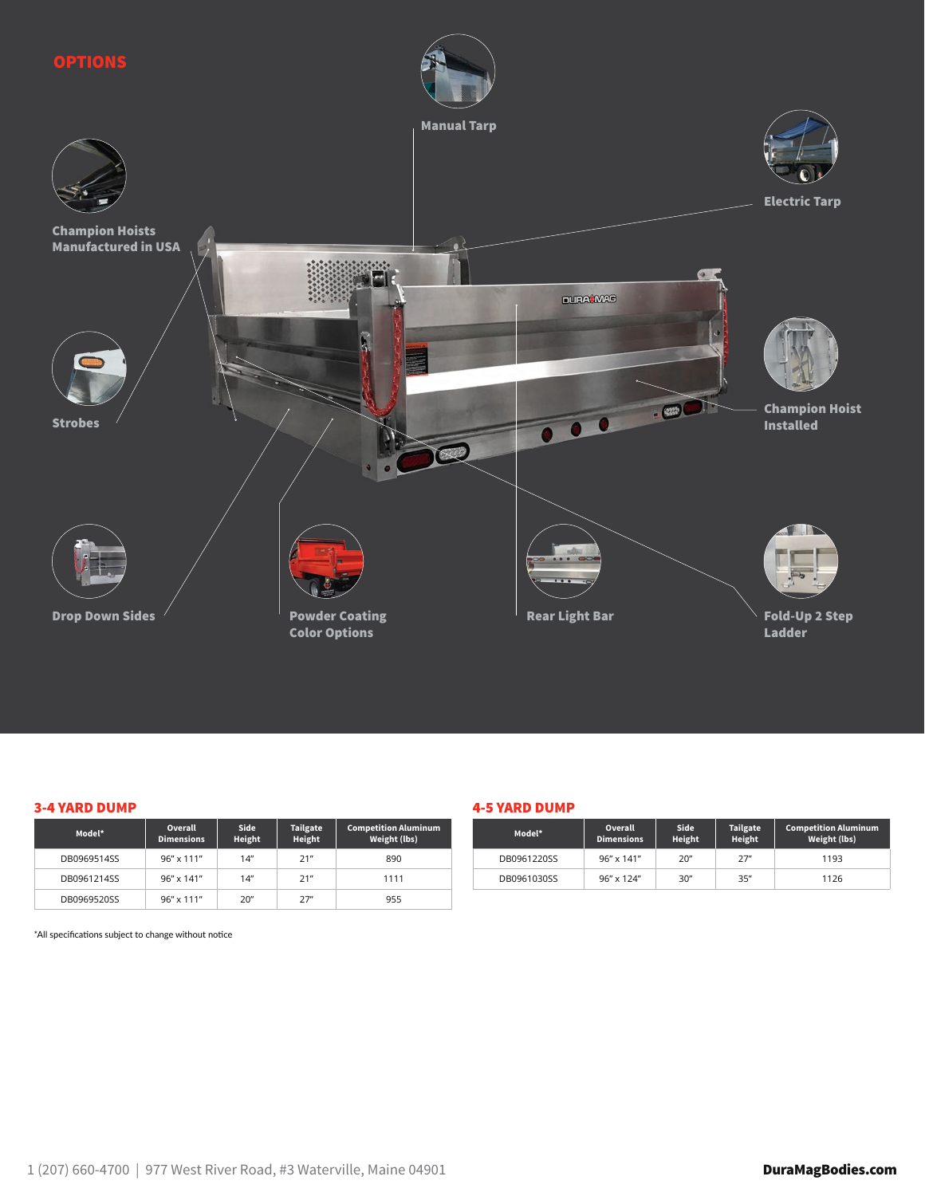## OPTIONS

Manual Tarp

Electric Tarp

Champion Hoists Manufactured in USA

Strobes

Champion Hoist Installed

Drop Down Sides

Powder Coating Color Options

Rear Light Bar

Fold-Up 2 Step Ladder

### 3-4 YARD DUMP

| Model* | Overall Dimensions | Side Height | Tailgate Height | Competition Aluminum Weight (lbs) |
|---|---|---|---|---|
| DB0969514SS | 96" x 111" | 14" | 21" | 890 |
| DB0961214SS | 96" x 141" | 14" | 21" | 1111 |
| DB0969520SS | 96" x 111" | 20" | 27" | 955 |

*All specifications subject to change without notice

### 4-5 YARD DUMP

| Model* | Overall Dimensions | Side Height | Tailgate Height | Competition Aluminum Weight (lbs) |
|---|---|---|---|---|
| DB0961220SS | 96" x 141" | 20" | 27" | 1193 |
| DB0961030SS | 96" x 124" | 30" | 35" | 1126 |

1 (207) 660-4700 | 977 West River Road, #3 Waterville, Maine 04901

**DuraMagBodies.com**